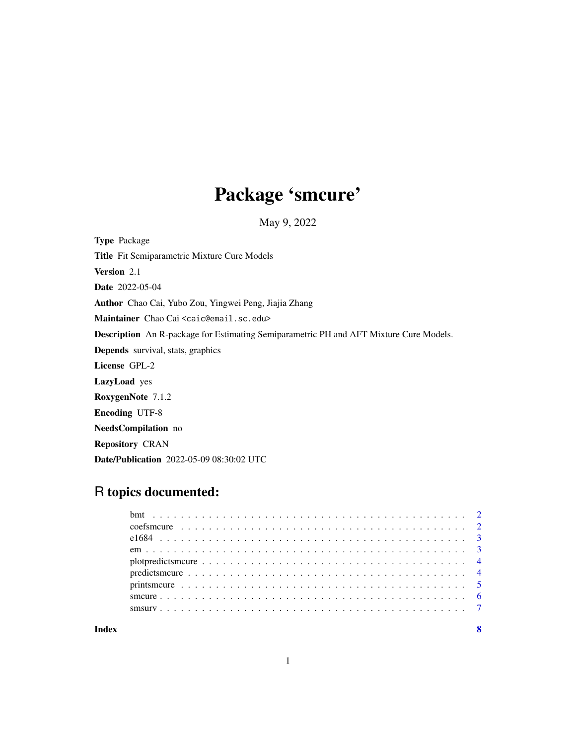# Package 'smcure'

May 9, 2022

**Type** Package

**Title** Fit Semiparametric Mixture Cure Models

**Version** 2.1

**Date** 2022-05-04

**Author** Chao Cai, Yubo Zou, Yingwei Peng, Jiajia Zhang

**Maintainer** Chao Cai <caic@email.sc.edu>

**Description** An R-package for Estimating Semiparametric PH and AFT Mixture Cure Models.

**Depends** survival, stats, graphics

**License** GPL-2

**LazyLoad** yes

**RoxygenNote** 7.1.2

**Encoding** UTF-8

**NeedsCompilation** no

**Repository** CRAN

**Date/Publication** 2022-05-09 08:30:02 UTC

## R topics documented:

| | |
|---|---|
| bmt | 2 |
| coefsmcure | 2 |
| e1684 | 3 |
| em | 3 |
| plotpredictsmcure | 4 |
| predictsmcure | 4 |
| printsmcure | 5 |
| smcure | 6 |
| smsurv | 7 |
| **Index** | **8** |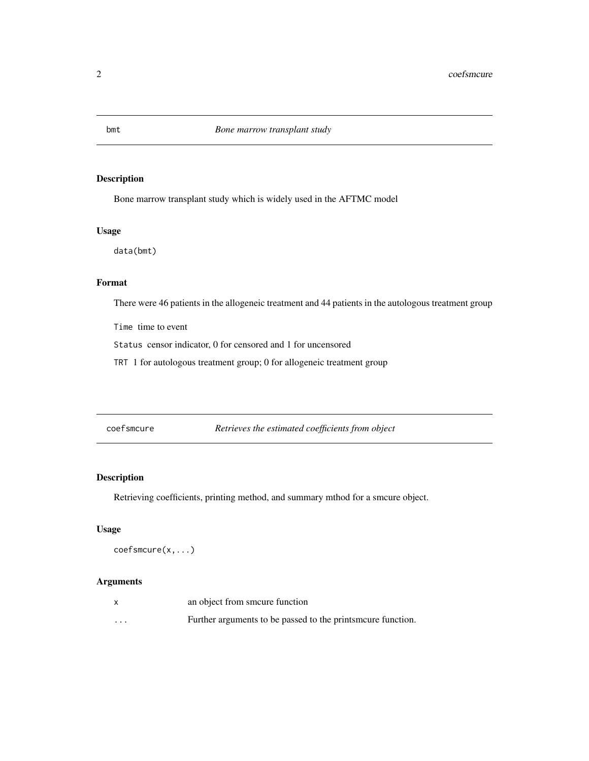## bmt — *Bone marrow transplant study*

### Description

Bone marrow transplant study which is widely used in the AFTMC model

### Usage

```
data(bmt)
```

### Format

There were 46 patients in the allogeneic treatment and 44 patients in the autologous treatment group

`Time` time to event

`Status` censor indicator, 0 for censored and 1 for uncensored

`TRT` 1 for autologous treatment group; 0 for allogeneic treatment group

## coefsmcure — *Retrieves the estimated coefficients from object*

### Description

Retrieving coefficients, printing method, and summary mthod for a smcure object.

### Usage

```
coefsmcure(x,...)
```

### Arguments

| | |
|---|---|
| `x` | an object from smcure function |
| `...` | Further arguments to be passed to the printsmcure function. |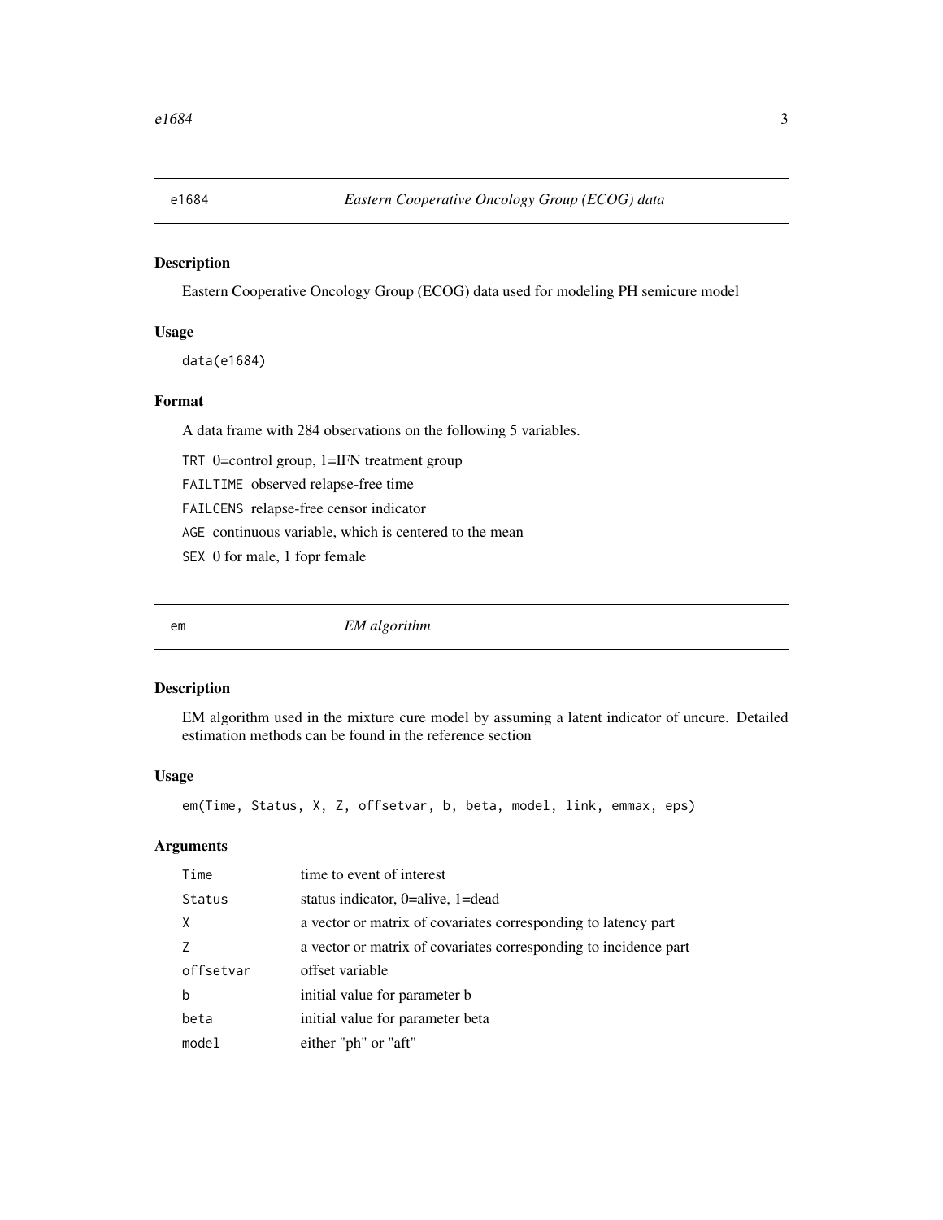## e1684 — *Eastern Cooperative Oncology Group (ECOG) data*

### Description

Eastern Cooperative Oncology Group (ECOG) data used for modeling PH semicure model

### Usage

```
data(e1684)
```

### Format

A data frame with 284 observations on the following 5 variables.

- `TRT` 0=control group, 1=IFN treatment group
- `FAILTIME` observed relapse-free time
- `FAILCENS` relapse-free censor indicator
- `AGE` continuous variable, which is centered to the mean
- `SEX` 0 for male, 1 fopr female

## em — *EM algorithm*

### Description

EM algorithm used in the mixture cure model by assuming a latent indicator of uncure. Detailed estimation methods can be found in the reference section

### Usage

```
em(Time, Status, X, Z, offsetvar, b, beta, model, link, emmax, eps)
```

### Arguments

| | |
|---|---|
| `Time` | time to event of interest |
| `Status` | status indicator, 0=alive, 1=dead |
| `X` | a vector or matrix of covariates corresponding to latency part |
| `Z` | a vector or matrix of covariates corresponding to incidence part |
| `offsetvar` | offset variable |
| `b` | initial value for parameter b |
| `beta` | initial value for parameter beta |
| `model` | either "ph" or "aft" |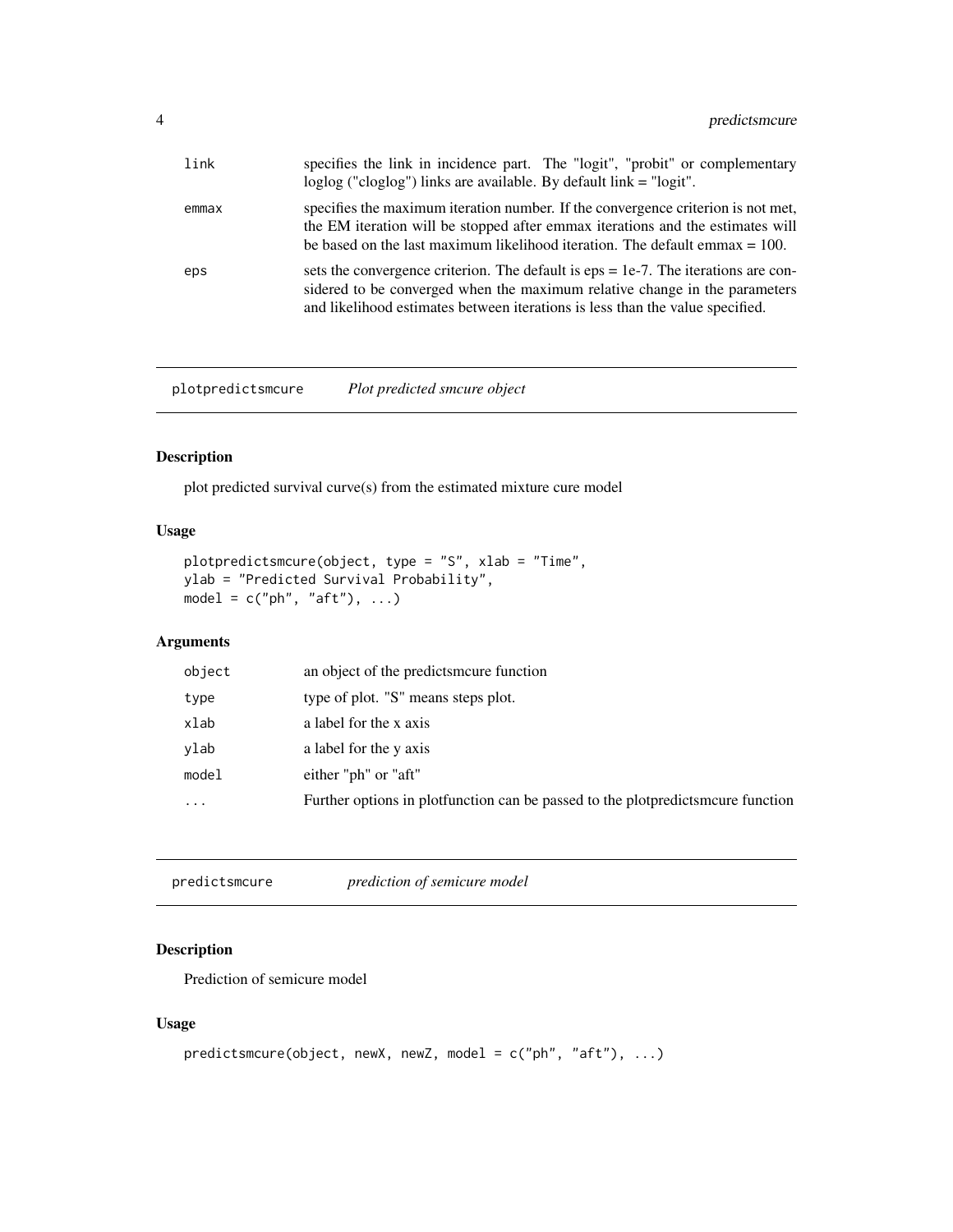| | |
|---|---|
| link | specifies the link in incidence part. The "logit", "probit" or complementary loglog ("cloglog") links are available. By default link = "logit". |
| emmax | specifies the maximum iteration number. If the convergence criterion is not met, the EM iteration will be stopped after emmax iterations and the estimates will be based on the last maximum likelihood iteration. The default emmax = 100. |
| eps | sets the convergence criterion. The default is eps = 1e-7. The iterations are considered to be converged when the maximum relative change in the parameters and likelihood estimates between iterations is less than the value specified. |

---

## plotpredictsmcure — *Plot predicted smcure object*

### Description

plot predicted survival curve(s) from the estimated mixture cure model

### Usage

```
plotpredictsmcure(object, type = "S", xlab = "Time",
ylab = "Predicted Survival Probability",
model = c("ph", "aft"), ...)
```

### Arguments

| | |
|---|---|
| object | an object of the predictsmcure function |
| type | type of plot. "S" means steps plot. |
| xlab | a label for the x axis |
| ylab | a label for the y axis |
| model | either "ph" or "aft" |
| ... | Further options in plotfunction can be passed to the plotpredictsmcure function |

---

## predictsmcure — *prediction of semicure model*

### Description

Prediction of semicure model

### Usage

```
predictsmcure(object, newX, newZ, model = c("ph", "aft"), ...)
```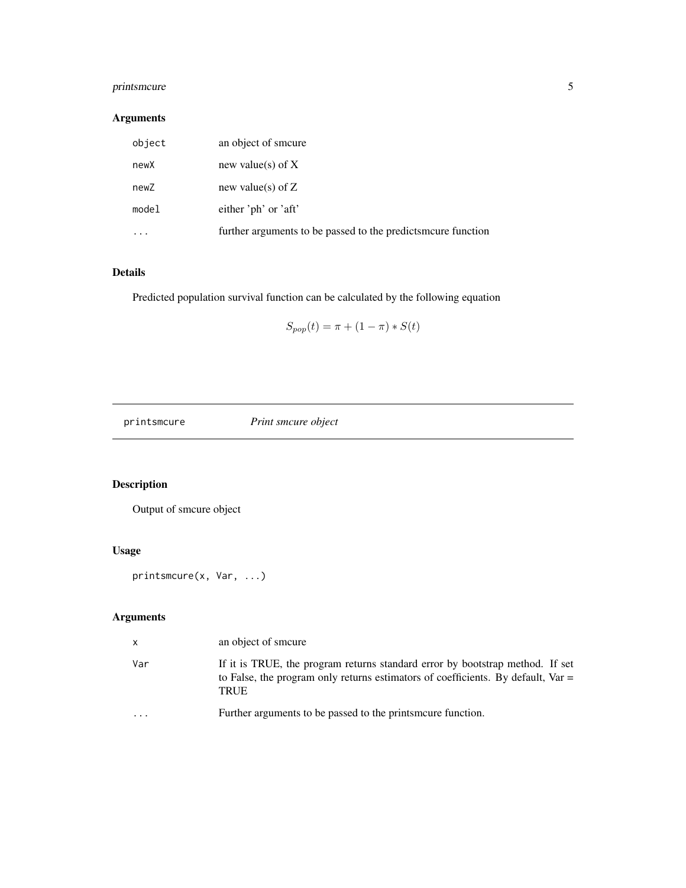### Arguments

| | |
|---|---|
| object | an object of smcure |
| newX | new value(s) of X |
| newZ | new value(s) of Z |
| model | either 'ph' or 'aft' |
| ... | further arguments to be passed to the predictsmcure function |

### Details

Predicted population survival function can be calculated by the following equation

$$S_{pop}(t) = \pi + (1 - \pi) * S(t)$$

---

## printsmcure *Print smcure object*

---

### Description

Output of smcure object

### Usage

```
printsmcure(x, Var, ...)
```

### Arguments

| | |
|---|---|
| x | an object of smcure |
| Var | If it is TRUE, the program returns standard error by bootstrap method. If set to False, the program only returns estimators of coefficients. By default, Var = TRUE |
| ... | Further arguments to be passed to the printsmcure function. |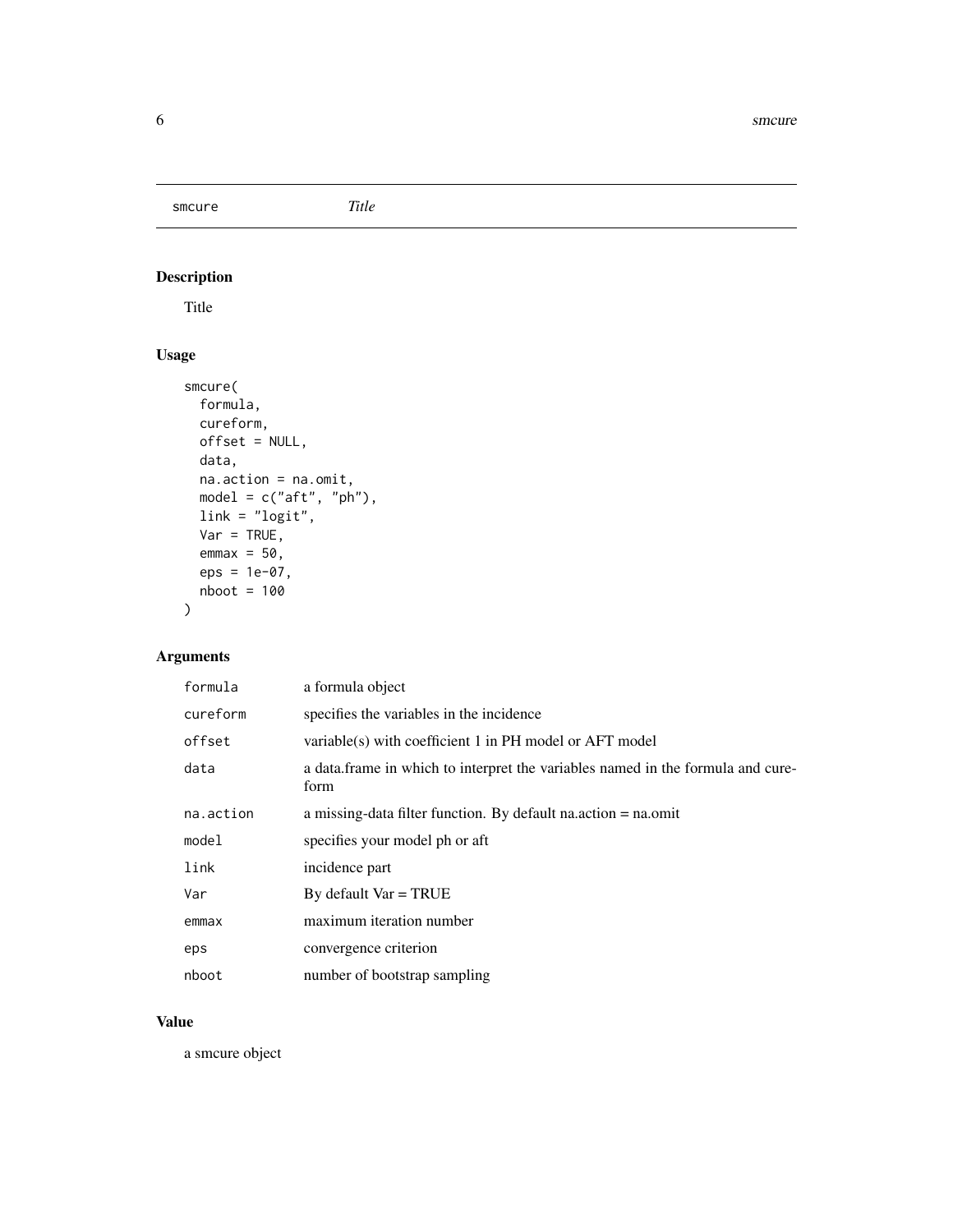# smcure *Title*

## Description

Title

## Usage

```
smcure(
  formula,
  cureform,
  offset = NULL,
  data,
  na.action = na.omit,
  model = c("aft", "ph"),
  link = "logit",
  Var = TRUE,
  emmax = 50,
  eps = 1e-07,
  nboot = 100
)
```

## Arguments

| Argument | Description |
|---|---|
| formula | a formula object |
| cureform | specifies the variables in the incidence |
| offset | variable(s) with coefficient 1 in PH model or AFT model |
| data | a data.frame in which to interpret the variables named in the formula and cureform |
| na.action | a missing-data filter function. By default na.action = na.omit |
| model | specifies your model ph or aft |
| link | incidence part |
| Var | By default Var = TRUE |
| emmax | maximum iteration number |
| eps | convergence criterion |
| nboot | number of bootstrap sampling |

## Value

a smcure object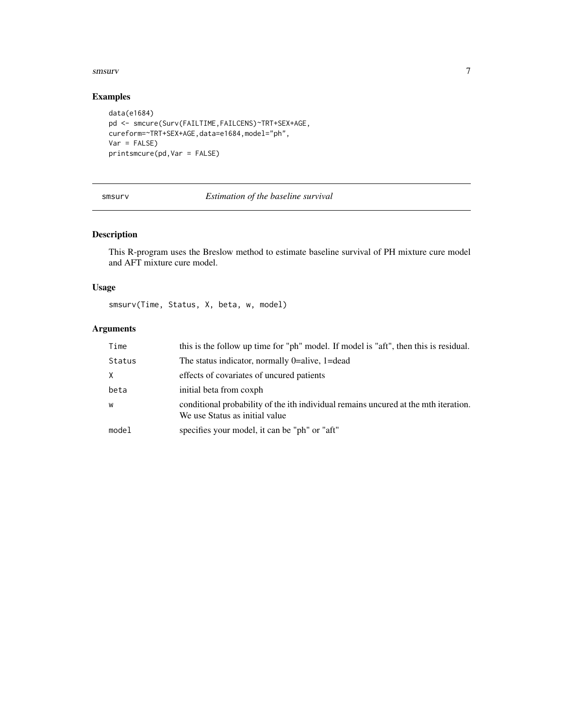## Examples

```
data(e1684)
pd <- smcure(Surv(FAILTIME,FAILCENS)~TRT+SEX+AGE,
cureform=~TRT+SEX+AGE,data=e1684,model="ph",
Var = FALSE)
printsmcure(pd,Var = FALSE)
```

---

# smsurv — *Estimation of the baseline survival*

---

## Description

This R-program uses the Breslow method to estimate baseline survival of PH mixture cure model and AFT mixture cure model.

## Usage

```
smsurv(Time, Status, X, beta, w, model)
```

## Arguments

| | |
|---|---|
| `Time` | this is the follow up time for "ph" model. If model is "aft", then this is residual. |
| `Status` | The status indicator, normally 0=alive, 1=dead |
| `X` | effects of covariates of uncured patients |
| `beta` | initial beta from coxph |
| `w` | conditional probability of the ith individual remains uncured at the mth iteration. We use Status as initial value |
| `model` | specifies your model, it can be "ph" or "aft" |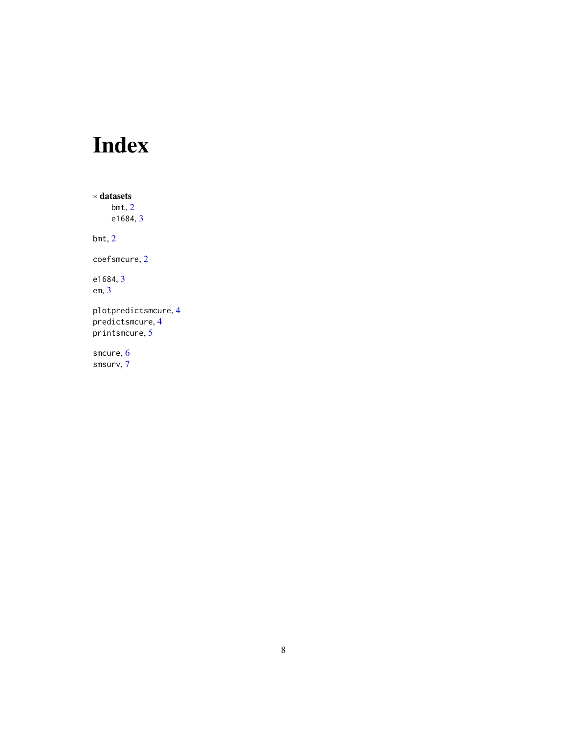# Index

∗ **datasets**
    bmt, 2
    e1684, 3

bmt, 2

coefsmcure, 2

e1684, 3
em, 3

plotpredictsmcure, 4
predictsmcure, 4
printsmcure, 5

smcure, 6
smsurv, 7